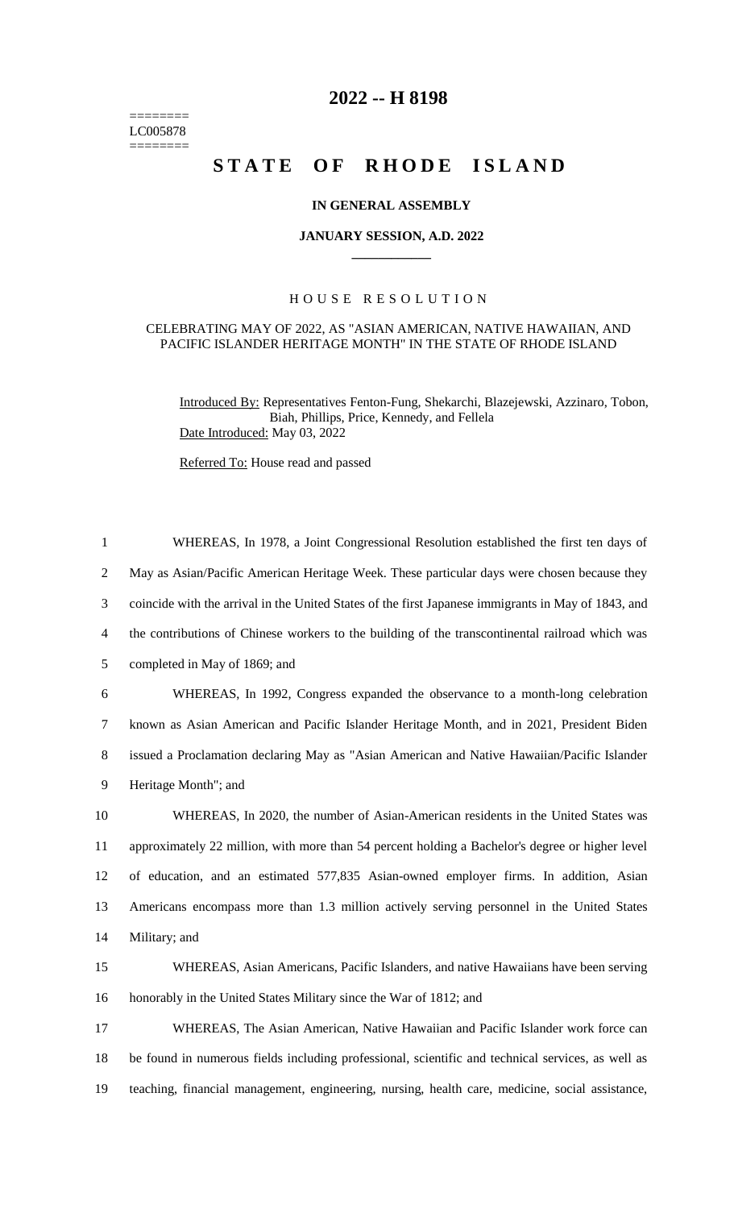========
LC005878
========

# 2022 -- H 8198

# STATE OF RHODE ISLAND

## IN GENERAL ASSEMBLY

## JANUARY SESSION, A.D. 2022

### HOUSE RESOLUTION

CELEBRATING MAY OF 2022, AS "ASIAN AMERICAN, NATIVE HAWAIIAN, AND PACIFIC ISLANDER HERITAGE MONTH" IN THE STATE OF RHODE ISLAND

Introduced By: Representatives Fenton-Fung, Shekarchi, Blazejewski, Azzinaro, Tobon, Biah, Phillips, Price, Kennedy, and Fellela

Date Introduced: May 03, 2022

Referred To: House read and passed

WHEREAS, In 1978, a Joint Congressional Resolution established the first ten days of May as Asian/Pacific American Heritage Week. These particular days were chosen because they coincide with the arrival in the United States of the first Japanese immigrants in May of 1843, and the contributions of Chinese workers to the building of the transcontinental railroad which was completed in May of 1869; and

WHEREAS, In 1992, Congress expanded the observance to a month-long celebration known as Asian American and Pacific Islander Heritage Month, and in 2021, President Biden issued a Proclamation declaring May as "Asian American and Native Hawaiian/Pacific Islander Heritage Month"; and

WHEREAS, In 2020, the number of Asian-American residents in the United States was approximately 22 million, with more than 54 percent holding a Bachelor's degree or higher level of education, and an estimated 577,835 Asian-owned employer firms. In addition, Asian Americans encompass more than 1.3 million actively serving personnel in the United States Military; and

WHEREAS, Asian Americans, Pacific Islanders, and native Hawaiians have been serving honorably in the United States Military since the War of 1812; and

WHEREAS, The Asian American, Native Hawaiian and Pacific Islander work force can be found in numerous fields including professional, scientific and technical services, as well as teaching, financial management, engineering, nursing, health care, medicine, social assistance,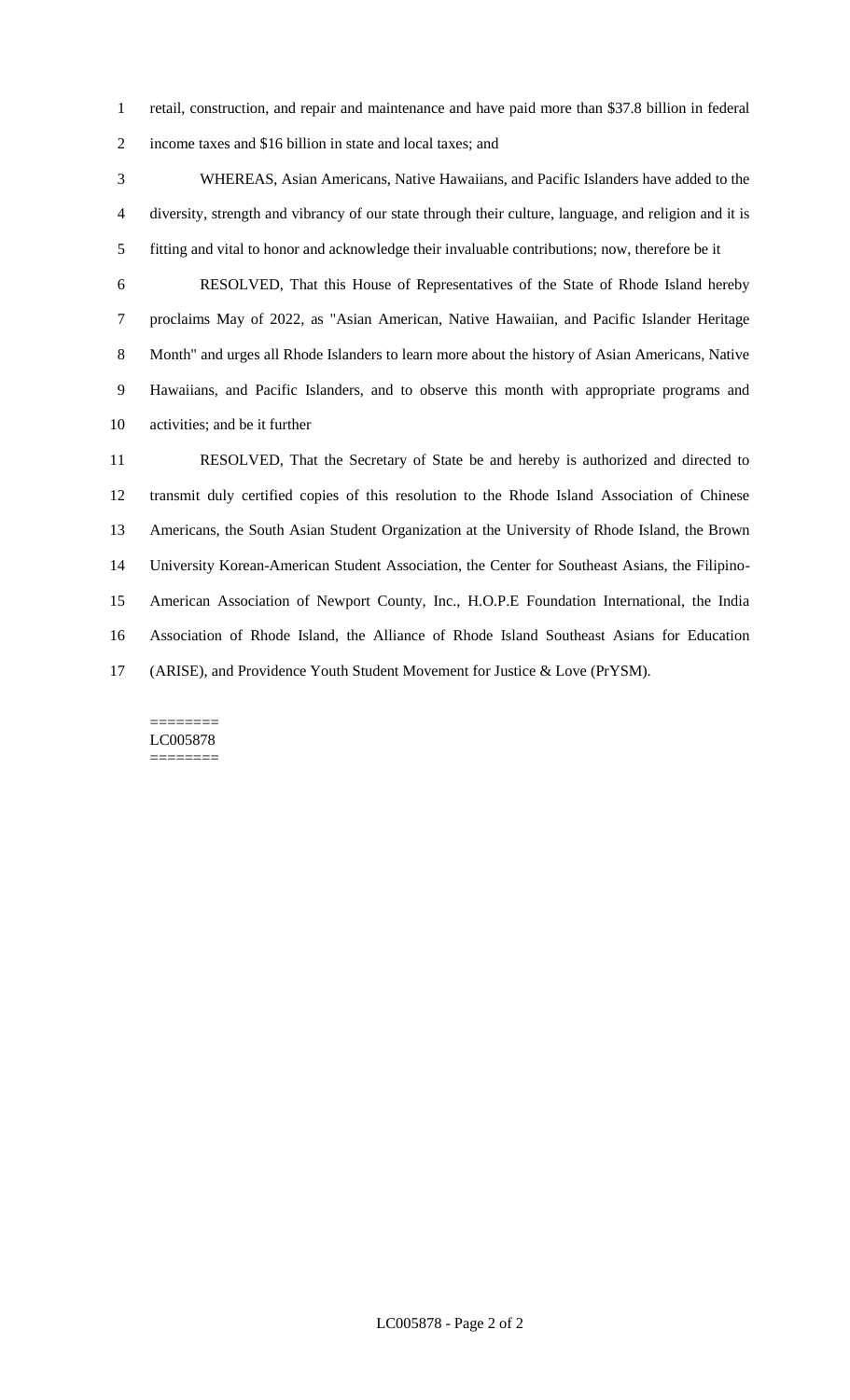retail, construction, and repair and maintenance and have paid more than $37.8 billion in federal income taxes and $16 billion in state and local taxes; and

WHEREAS, Asian Americans, Native Hawaiians, and Pacific Islanders have added to the diversity, strength and vibrancy of our state through their culture, language, and religion and it is fitting and vital to honor and acknowledge their invaluable contributions; now, therefore be it

RESOLVED, That this House of Representatives of the State of Rhode Island hereby proclaims May of 2022, as "Asian American, Native Hawaiian, and Pacific Islander Heritage Month" and urges all Rhode Islanders to learn more about the history of Asian Americans, Native Hawaiians, and Pacific Islanders, and to observe this month with appropriate programs and activities; and be it further

RESOLVED, That the Secretary of State be and hereby is authorized and directed to transmit duly certified copies of this resolution to the Rhode Island Association of Chinese Americans, the South Asian Student Organization at the University of Rhode Island, the Brown University Korean-American Student Association, the Center for Southeast Asians, the Filipino-American Association of Newport County, Inc., H.O.P.E Foundation International, the India Association of Rhode Island, the Alliance of Rhode Island Southeast Asians for Education (ARISE), and Providence Youth Student Movement for Justice & Love (PrYSM).

========
LC005878
========